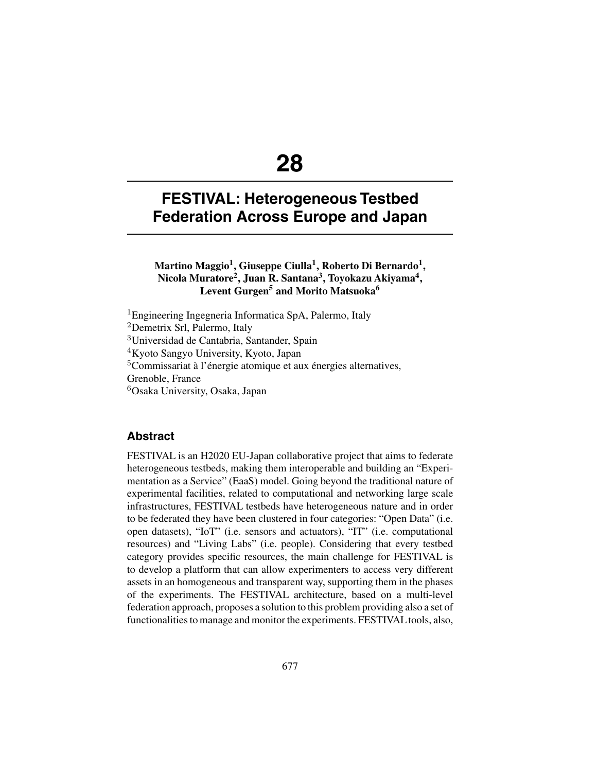# 28

# FESTIVAL: Heterogeneous Testbed Federation Across Europe and Japan

**Martino Maggio[1], Giuseppe Ciulla[1], Roberto Di Bernardo[1], Nicola Muratore[2], Juan R. Santana[3], Toyokazu Akiyama[4], Levent Gurgen[5] and Morito Matsuoka[6]**

[1]Engineering Ingegneria Informatica SpA, Palermo, Italy
[2]Demetrix Srl, Palermo, Italy
[3]Universidad de Cantabria, Santander, Spain
[4]Kyoto Sangyo University, Kyoto, Japan
[5]Commissariat à l'énergie atomique et aux énergies alternatives, Grenoble, France
[6]Osaka University, Osaka, Japan

## Abstract

FESTIVAL is an H2020 EU-Japan collaborative project that aims to federate heterogeneous testbeds, making them interoperable and building an "Experimentation as a Service" (EaaS) model. Going beyond the traditional nature of experimental facilities, related to computational and networking large scale infrastructures, FESTIVAL testbeds have heterogeneous nature and in order to be federated they have been clustered in four categories: "Open Data" (i.e. open datasets), "IoT" (i.e. sensors and actuators), "IT" (i.e. computational resources) and "Living Labs" (i.e. people). Considering that every testbed category provides specific resources, the main challenge for FESTIVAL is to develop a platform that can allow experimenters to access very different assets in an homogeneous and transparent way, supporting them in the phases of the experiments. The FESTIVAL architecture, based on a multi-level federation approach, proposes a solution to this problem providing also a set of functionalities to manage and monitor the experiments. FESTIVAL tools, also,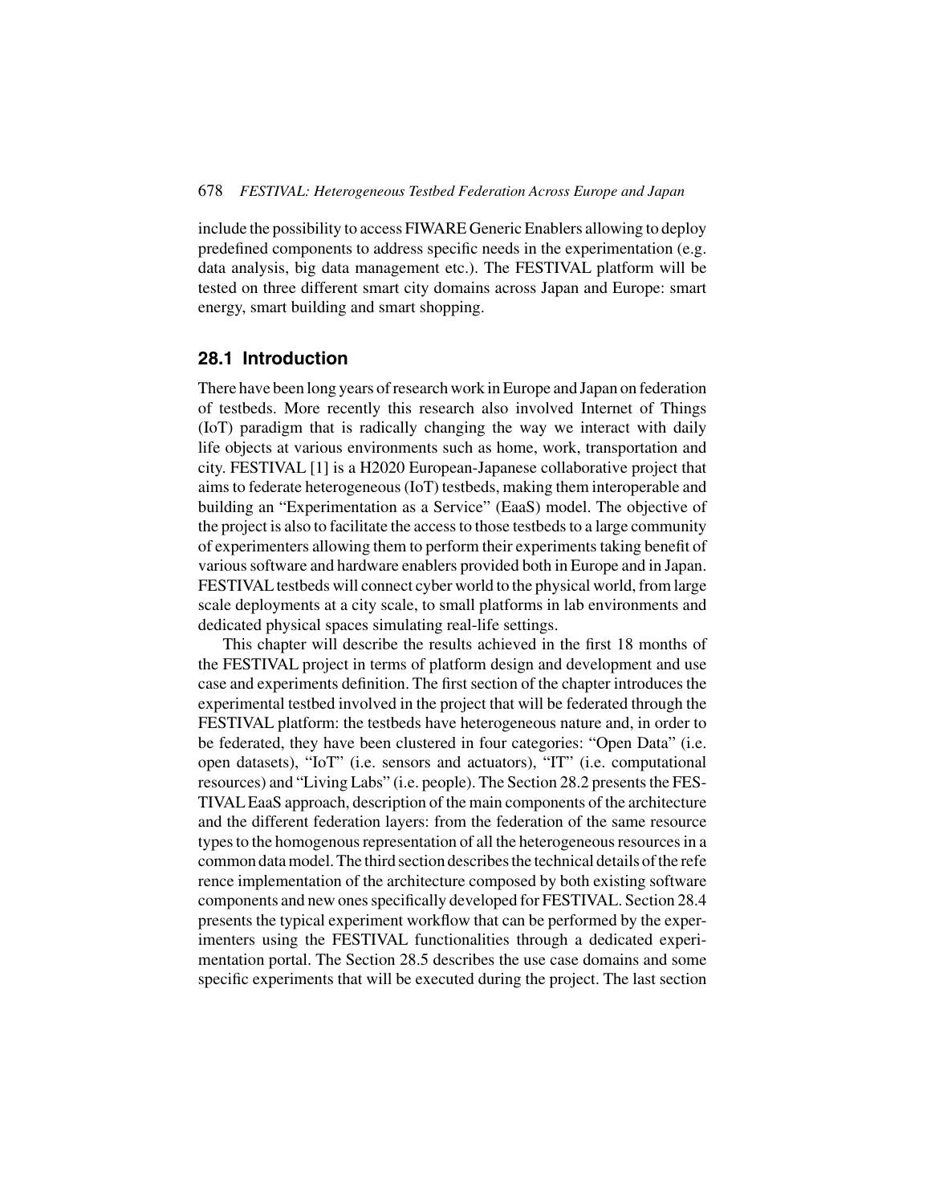include the possibility to access FIWARE Generic Enablers allowing to deploy predefined components to address specific needs in the experimentation (e.g. data analysis, big data management etc.). The FESTIVAL platform will be tested on three different smart city domains across Japan and Europe: smart energy, smart building and smart shopping.

## 28.1 Introduction

There have been long years of research work in Europe and Japan on federation of testbeds. More recently this research also involved Internet of Things (IoT) paradigm that is radically changing the way we interact with daily life objects at various environments such as home, work, transportation and city. FESTIVAL [1] is a H2020 European-Japanese collaborative project that aims to federate heterogeneous (IoT) testbeds, making them interoperable and building an "Experimentation as a Service" (EaaS) model. The objective of the project is also to facilitate the access to those testbeds to a large community of experimenters allowing them to perform their experiments taking benefit of various software and hardware enablers provided both in Europe and in Japan. FESTIVAL testbeds will connect cyber world to the physical world, from large scale deployments at a city scale, to small platforms in lab environments and dedicated physical spaces simulating real-life settings.

This chapter will describe the results achieved in the first 18 months of the FESTIVAL project in terms of platform design and development and use case and experiments definition. The first section of the chapter introduces the experimental testbed involved in the project that will be federated through the FESTIVAL platform: the testbeds have heterogeneous nature and, in order to be federated, they have been clustered in four categories: "Open Data" (i.e. open datasets), "IoT" (i.e. sensors and actuators), "IT" (i.e. computational resources) and "Living Labs" (i.e. people). The Section 28.2 presents the FESTIVAL EaaS approach, description of the main components of the architecture and the different federation layers: from the federation of the same resource types to the homogenous representation of all the heterogeneous resources in a common data model. The third section describes the technical details of the reference implementation of the architecture composed by both existing software components and new ones specifically developed for FESTIVAL. Section 28.4 presents the typical experiment workflow that can be performed by the experimenters using the FESTIVAL functionalities through a dedicated experimentation portal. The Section 28.5 describes the use case domains and some specific experiments that will be executed during the project. The last section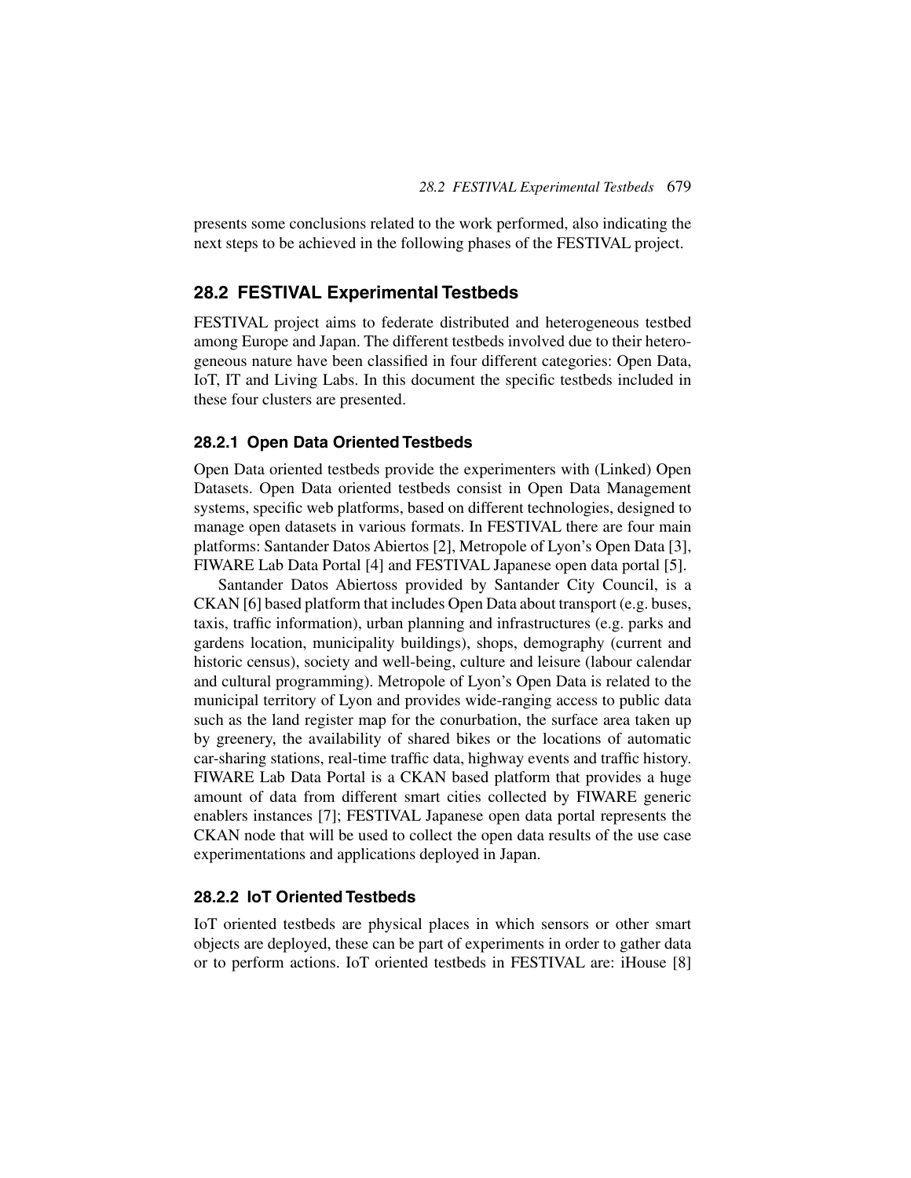presents some conclusions related to the work performed, also indicating the next steps to be achieved in the following phases of the FESTIVAL project.

## 28.2 FESTIVAL Experimental Testbeds

FESTIVAL project aims to federate distributed and heterogeneous testbed among Europe and Japan. The different testbeds involved due to their heterogeneous nature have been classified in four different categories: Open Data, IoT, IT and Living Labs. In this document the specific testbeds included in these four clusters are presented.

### 28.2.1 Open Data Oriented Testbeds

Open Data oriented testbeds provide the experimenters with (Linked) Open Datasets. Open Data oriented testbeds consist in Open Data Management systems, specific web platforms, based on different technologies, designed to manage open datasets in various formats. In FESTIVAL there are four main platforms: Santander Datos Abiertos [2], Metropole of Lyon's Open Data [3], FIWARE Lab Data Portal [4] and FESTIVAL Japanese open data portal [5].

Santander Datos Abiertoss provided by Santander City Council, is a CKAN [6] based platform that includes Open Data about transport (e.g. buses, taxis, traffic information), urban planning and infrastructures (e.g. parks and gardens location, municipality buildings), shops, demography (current and historic census), society and well-being, culture and leisure (labour calendar and cultural programming). Metropole of Lyon's Open Data is related to the municipal territory of Lyon and provides wide-ranging access to public data such as the land register map for the conurbation, the surface area taken up by greenery, the availability of shared bikes or the locations of automatic car-sharing stations, real-time traffic data, highway events and traffic history. FIWARE Lab Data Portal is a CKAN based platform that provides a huge amount of data from different smart cities collected by FIWARE generic enablers instances [7]; FESTIVAL Japanese open data portal represents the CKAN node that will be used to collect the open data results of the use case experimentations and applications deployed in Japan.

### 28.2.2 IoT Oriented Testbeds

IoT oriented testbeds are physical places in which sensors or other smart objects are deployed, these can be part of experiments in order to gather data or to perform actions. IoT oriented testbeds in FESTIVAL are: iHouse [8]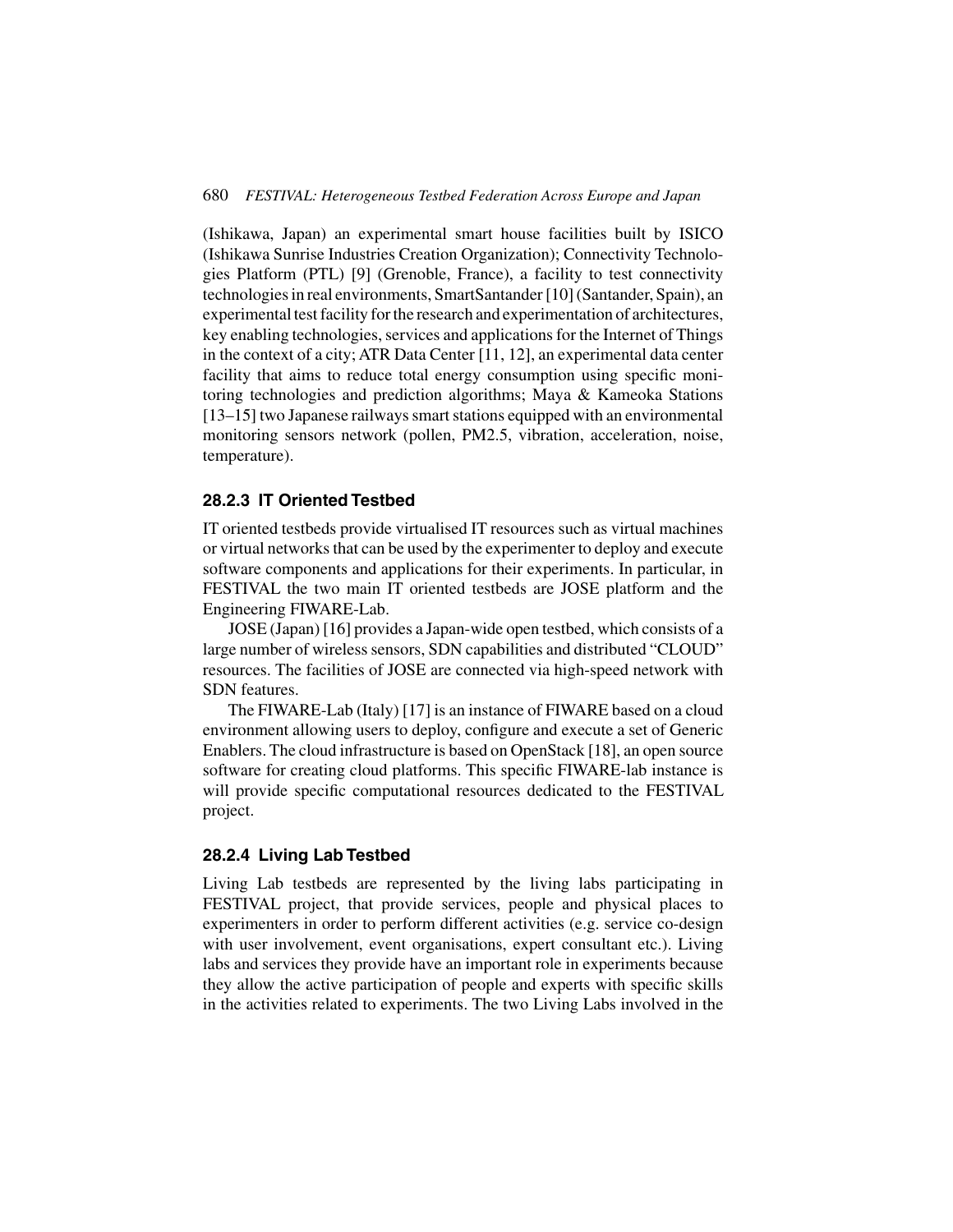(Ishikawa, Japan) an experimental smart house facilities built by ISICO (Ishikawa Sunrise Industries Creation Organization); Connectivity Technologies Platform (PTL) [9] (Grenoble, France), a facility to test connectivity technologies in real environments, SmartSantander [10] (Santander, Spain), an experimental test facility for the research and experimentation of architectures, key enabling technologies, services and applications for the Internet of Things in the context of a city; ATR Data Center [11, 12], an experimental data center facility that aims to reduce total energy consumption using specific monitoring technologies and prediction algorithms; Maya & Kameoka Stations [13–15] two Japanese railways smart stations equipped with an environmental monitoring sensors network (pollen, PM2.5, vibration, acceleration, noise, temperature).

### 28.2.3 IT Oriented Testbed

IT oriented testbeds provide virtualised IT resources such as virtual machines or virtual networks that can be used by the experimenter to deploy and execute software components and applications for their experiments. In particular, in FESTIVAL the two main IT oriented testbeds are JOSE platform and the Engineering FIWARE-Lab.

JOSE (Japan) [16] provides a Japan-wide open testbed, which consists of a large number of wireless sensors, SDN capabilities and distributed "CLOUD" resources. The facilities of JOSE are connected via high-speed network with SDN features.

The FIWARE-Lab (Italy) [17] is an instance of FIWARE based on a cloud environment allowing users to deploy, configure and execute a set of Generic Enablers. The cloud infrastructure is based on OpenStack [18], an open source software for creating cloud platforms. This specific FIWARE-lab instance is will provide specific computational resources dedicated to the FESTIVAL project.

### 28.2.4 Living Lab Testbed

Living Lab testbeds are represented by the living labs participating in FESTIVAL project, that provide services, people and physical places to experimenters in order to perform different activities (e.g. service co-design with user involvement, event organisations, expert consultant etc.). Living labs and services they provide have an important role in experiments because they allow the active participation of people and experts with specific skills in the activities related to experiments. The two Living Labs involved in the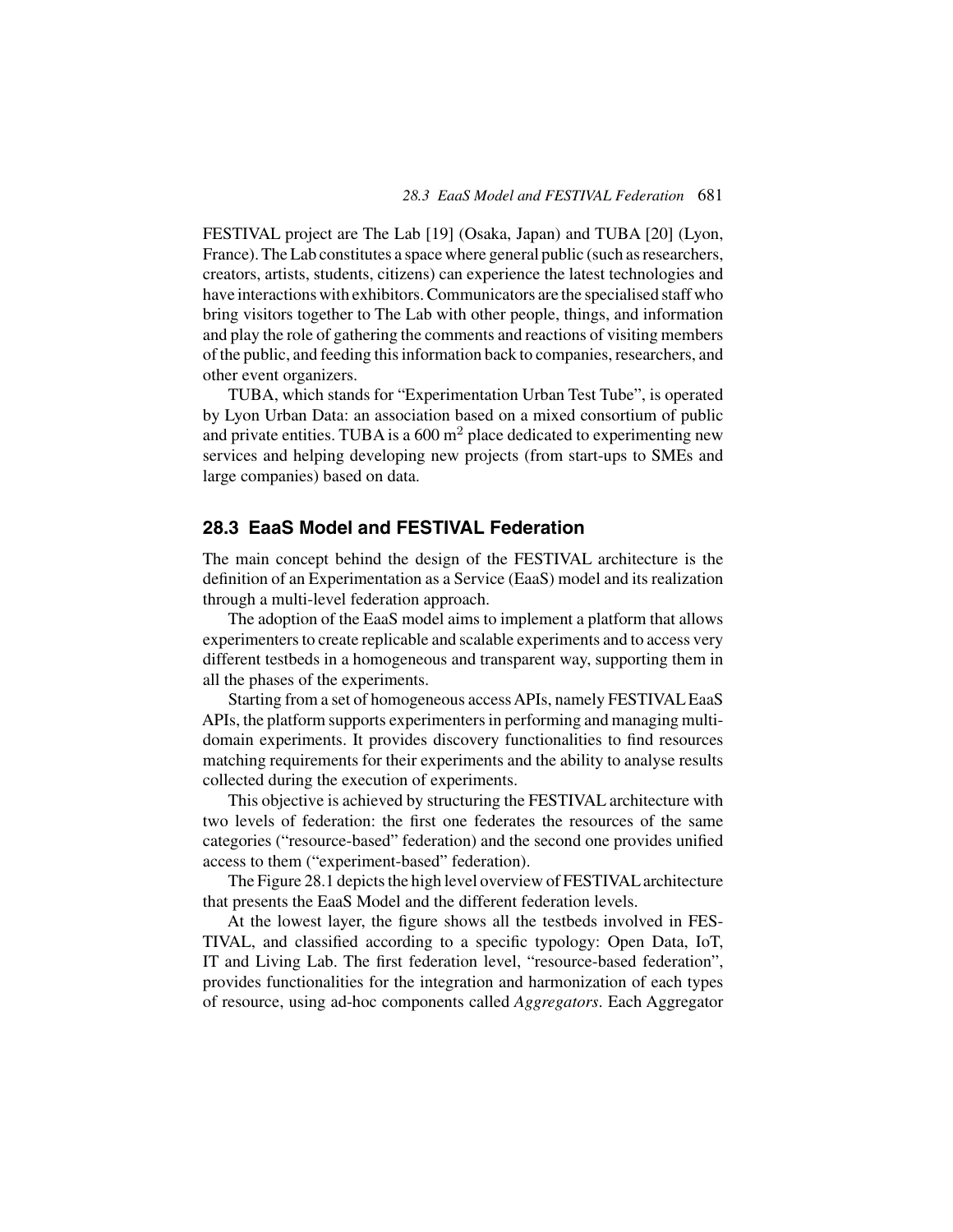FESTIVAL project are The Lab [19] (Osaka, Japan) and TUBA [20] (Lyon, France). The Lab constitutes a space where general public (such as researchers, creators, artists, students, citizens) can experience the latest technologies and have interactions with exhibitors. Communicators are the specialised staff who bring visitors together to The Lab with other people, things, and information and play the role of gathering the comments and reactions of visiting members of the public, and feeding this information back to companies, researchers, and other event organizers.

TUBA, which stands for "Experimentation Urban Test Tube", is operated by Lyon Urban Data: an association based on a mixed consortium of public and private entities. TUBA is a 600 $m^2$ place dedicated to experimenting new services and helping developing new projects (from start-ups to SMEs and large companies) based on data.

## 28.3 EaaS Model and FESTIVAL Federation

The main concept behind the design of the FESTIVAL architecture is the definition of an Experimentation as a Service (EaaS) model and its realization through a multi-level federation approach.

The adoption of the EaaS model aims to implement a platform that allows experimenters to create replicable and scalable experiments and to access very different testbeds in a homogeneous and transparent way, supporting them in all the phases of the experiments.

Starting from a set of homogeneous access APIs, namely FESTIVAL EaaS APIs, the platform supports experimenters in performing and managing multi-domain experiments. It provides discovery functionalities to find resources matching requirements for their experiments and the ability to analyse results collected during the execution of experiments.

This objective is achieved by structuring the FESTIVAL architecture with two levels of federation: the first one federates the resources of the same categories ("resource-based" federation) and the second one provides unified access to them ("experiment-based" federation).

The Figure 28.1 depicts the high level overview of FESTIVAL architecture that presents the EaaS Model and the different federation levels.

At the lowest layer, the figure shows all the testbeds involved in FESTIVAL, and classified according to a specific typology: Open Data, IoT, IT and Living Lab. The first federation level, "resource-based federation", provides functionalities for the integration and harmonization of each types of resource, using ad-hoc components called *Aggregators*. Each Aggregator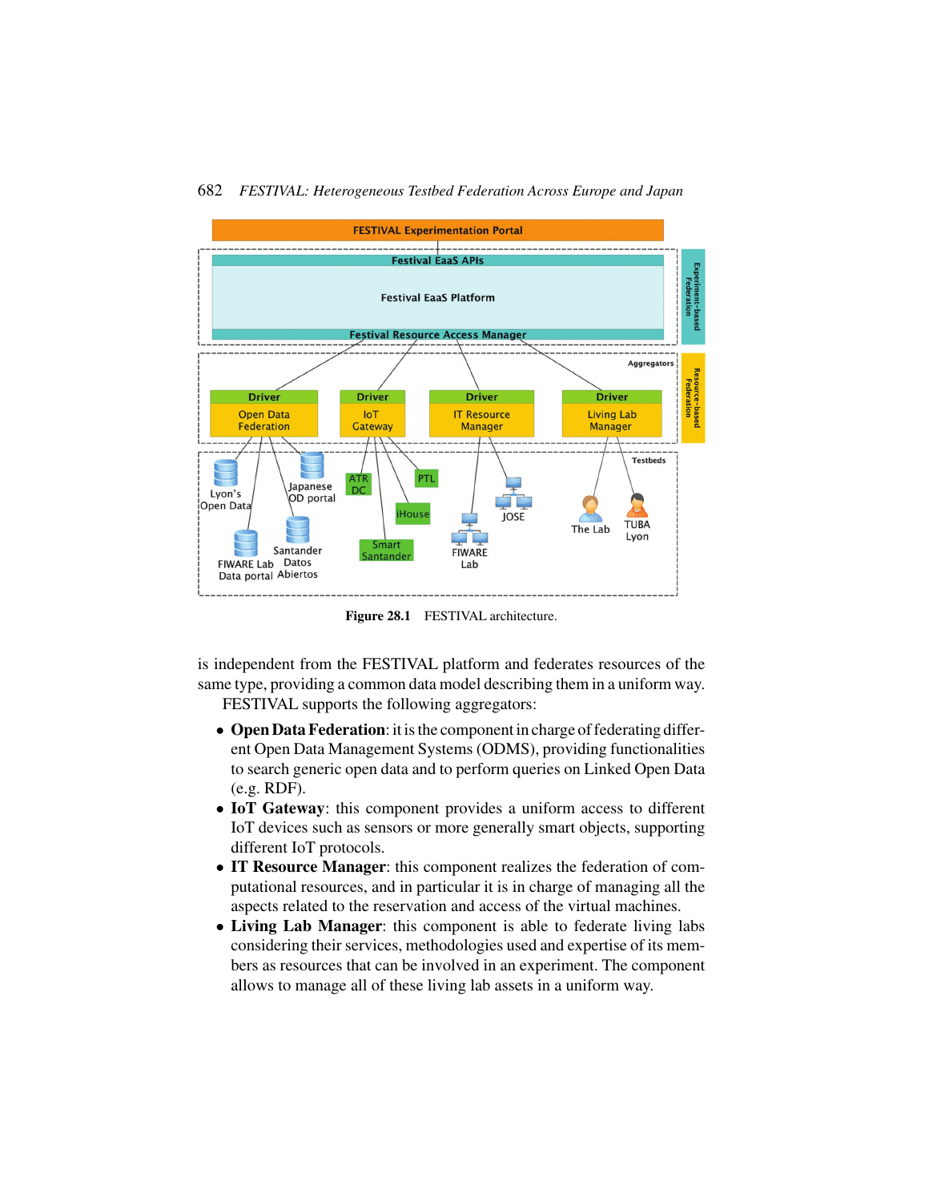Figure 28.1 FESTIVAL architecture.

is independent from the FESTIVAL platform and federates resources of the same type, providing a common data model describing them in a uniform way.

FESTIVAL supports the following aggregators:

- **Open Data Federation**: it is the component in charge of federating different Open Data Management Systems (ODMS), providing functionalities to search generic open data and to perform queries on Linked Open Data (e.g. RDF).
- **IoT Gateway**: this component provides a uniform access to different IoT devices such as sensors or more generally smart objects, supporting different IoT protocols.
- **IT Resource Manager**: this component realizes the federation of computational resources, and in particular it is in charge of managing all the aspects related to the reservation and access of the virtual machines.
- **Living Lab Manager**: this component is able to federate living labs considering their services, methodologies used and expertise of its members as resources that can be involved in an experiment. The component allows to manage all of these living lab assets in a uniform way.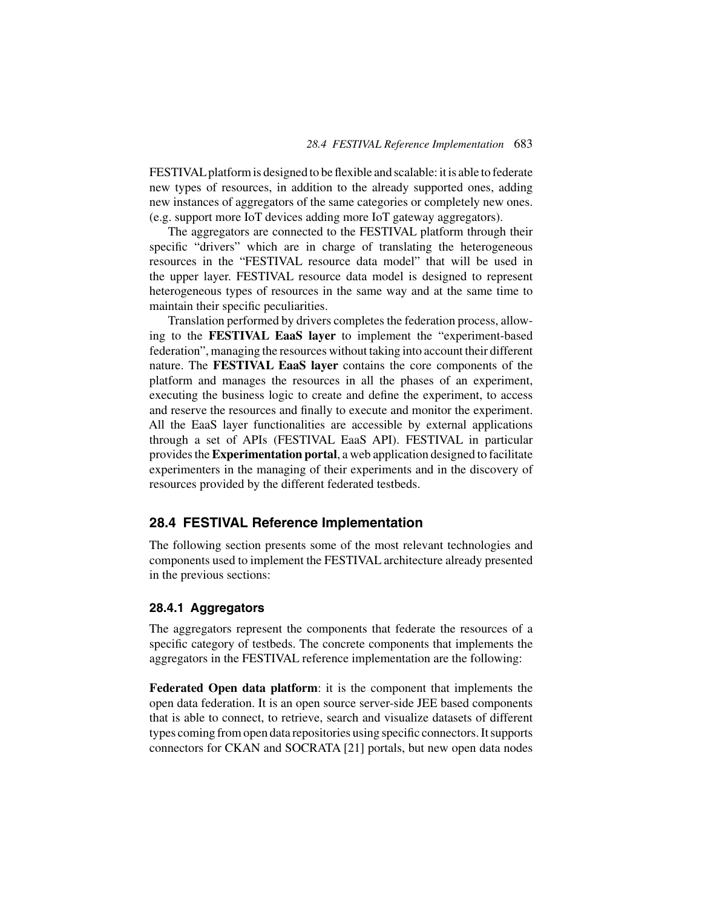FESTIVAL platform is designed to be flexible and scalable: it is able to federate new types of resources, in addition to the already supported ones, adding new instances of aggregators of the same categories or completely new ones. (e.g. support more IoT devices adding more IoT gateway aggregators).

The aggregators are connected to the FESTIVAL platform through their specific "drivers" which are in charge of translating the heterogeneous resources in the "FESTIVAL resource data model" that will be used in the upper layer. FESTIVAL resource data model is designed to represent heterogeneous types of resources in the same way and at the same time to maintain their specific peculiarities.

Translation performed by drivers completes the federation process, allowing to the **FESTIVAL EaaS layer** to implement the "experiment-based federation", managing the resources without taking into account their different nature. The **FESTIVAL EaaS layer** contains the core components of the platform and manages the resources in all the phases of an experiment, executing the business logic to create and define the experiment, to access and reserve the resources and finally to execute and monitor the experiment. All the EaaS layer functionalities are accessible by external applications through a set of APIs (FESTIVAL EaaS API). FESTIVAL in particular provides the **Experimentation portal**, a web application designed to facilitate experimenters in the managing of their experiments and in the discovery of resources provided by the different federated testbeds.

## 28.4 FESTIVAL Reference Implementation

The following section presents some of the most relevant technologies and components used to implement the FESTIVAL architecture already presented in the previous sections:

### 28.4.1 Aggregators

The aggregators represent the components that federate the resources of a specific category of testbeds. The concrete components that implements the aggregators in the FESTIVAL reference implementation are the following:

**Federated Open data platform**: it is the component that implements the open data federation. It is an open source server-side JEE based components that is able to connect, to retrieve, search and visualize datasets of different types coming from open data repositories using specific connectors. It supports connectors for CKAN and SOCRATA [21] portals, but new open data nodes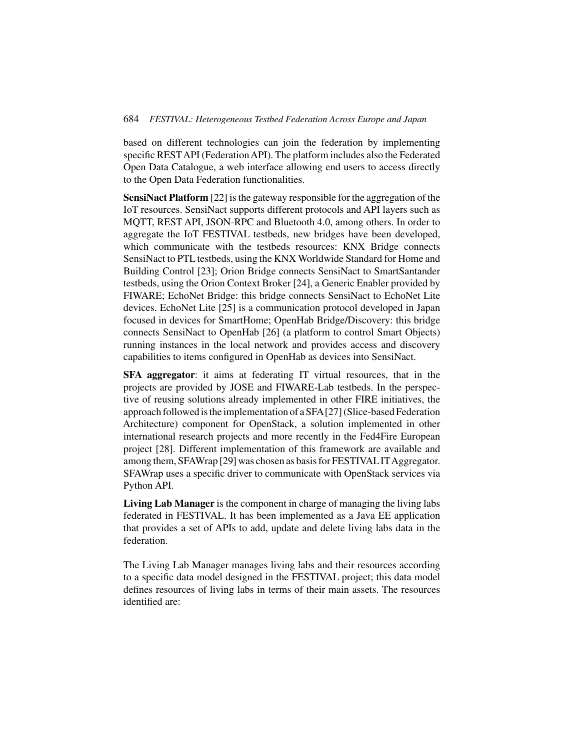based on different technologies can join the federation by implementing specific REST API (Federation API). The platform includes also the Federated Open Data Catalogue, a web interface allowing end users to access directly to the Open Data Federation functionalities.

**SensiNact Platform** [22] is the gateway responsible for the aggregation of the IoT resources. SensiNact supports different protocols and API layers such as MQTT, REST API, JSON-RPC and Bluetooth 4.0, among others. In order to aggregate the IoT FESTIVAL testbeds, new bridges have been developed, which communicate with the testbeds resources: KNX Bridge connects SensiNact to PTL testbeds, using the KNX Worldwide Standard for Home and Building Control [23]; Orion Bridge connects SensiNact to SmartSantander testbeds, using the Orion Context Broker [24], a Generic Enabler provided by FIWARE; EchoNet Bridge: this bridge connects SensiNact to EchoNet Lite devices. EchoNet Lite [25] is a communication protocol developed in Japan focused in devices for SmartHome; OpenHab Bridge/Discovery: this bridge connects SensiNact to OpenHab [26] (a platform to control Smart Objects) running instances in the local network and provides access and discovery capabilities to items configured in OpenHab as devices into SensiNact.

**SFA aggregator**: it aims at federating IT virtual resources, that in the projects are provided by JOSE and FIWARE-Lab testbeds. In the perspective of reusing solutions already implemented in other FIRE initiatives, the approach followed is the implementation of a SFA [27] (Slice-based Federation Architecture) component for OpenStack, a solution implemented in other international research projects and more recently in the Fed4Fire European project [28]. Different implementation of this framework are available and among them, SFAWrap [29] was chosen as basis for FESTIVAL IT Aggregator. SFAWrap uses a specific driver to communicate with OpenStack services via Python API.

**Living Lab Manager** is the component in charge of managing the living labs federated in FESTIVAL. It has been implemented as a Java EE application that provides a set of APIs to add, update and delete living labs data in the federation.

The Living Lab Manager manages living labs and their resources according to a specific data model designed in the FESTIVAL project; this data model defines resources of living labs in terms of their main assets. The resources identified are: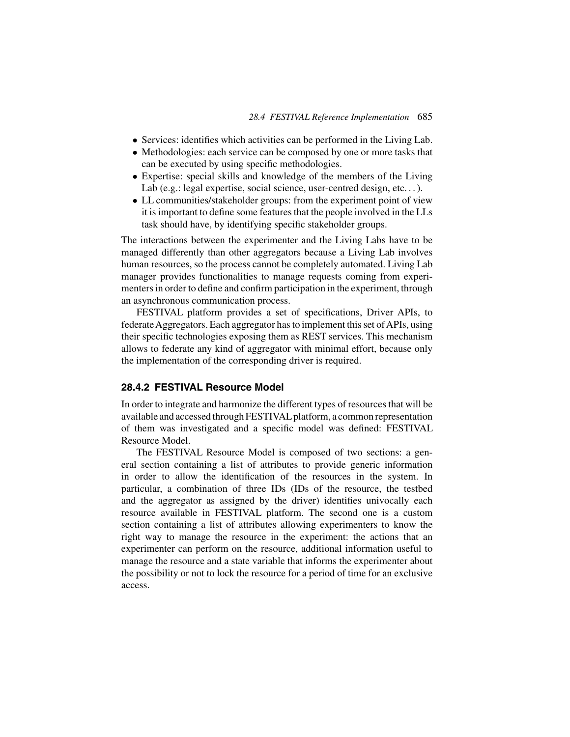- Services: identifies which activities can be performed in the Living Lab.
- Methodologies: each service can be composed by one or more tasks that can be executed by using specific methodologies.
- Expertise: special skills and knowledge of the members of the Living Lab (e.g.: legal expertise, social science, user-centred design, etc. . . ).
- LL communities/stakeholder groups: from the experiment point of view it is important to define some features that the people involved in the LLs task should have, by identifying specific stakeholder groups.

The interactions between the experimenter and the Living Labs have to be managed differently than other aggregators because a Living Lab involves human resources, so the process cannot be completely automated. Living Lab manager provides functionalities to manage requests coming from experimenters in order to define and confirm participation in the experiment, through an asynchronous communication process.

FESTIVAL platform provides a set of specifications, Driver APIs, to federate Aggregators. Each aggregator has to implement this set of APIs, using their specific technologies exposing them as REST services. This mechanism allows to federate any kind of aggregator with minimal effort, because only the implementation of the corresponding driver is required.

### 28.4.2 FESTIVAL Resource Model

In order to integrate and harmonize the different types of resources that will be available and accessed through FESTIVAL platform, a common representation of them was investigated and a specific model was defined: FESTIVAL Resource Model.

The FESTIVAL Resource Model is composed of two sections: a general section containing a list of attributes to provide generic information in order to allow the identification of the resources in the system. In particular, a combination of three IDs (IDs of the resource, the testbed and the aggregator as assigned by the driver) identifies univocally each resource available in FESTIVAL platform. The second one is a custom section containing a list of attributes allowing experimenters to know the right way to manage the resource in the experiment: the actions that an experimenter can perform on the resource, additional information useful to manage the resource and a state variable that informs the experimenter about the possibility or not to lock the resource for a period of time for an exclusive access.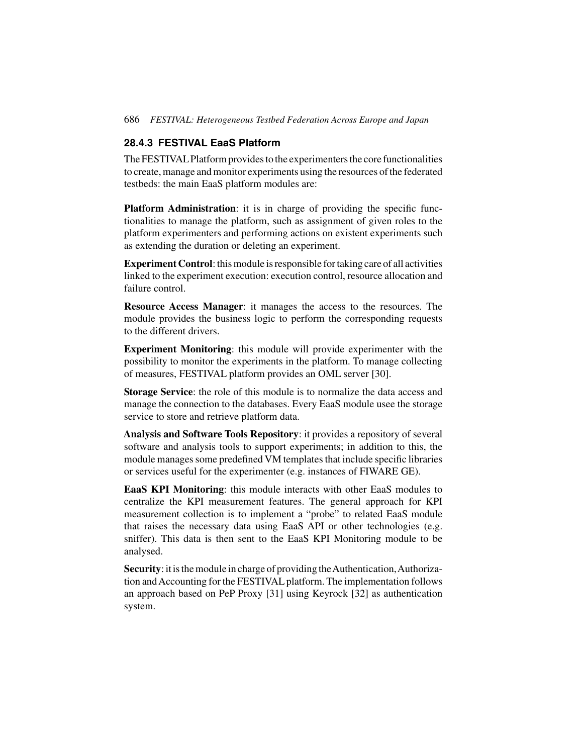### 28.4.3 FESTIVAL EaaS Platform

The FESTIVAL Platform provides to the experimenters the core functionalities to create, manage and monitor experiments using the resources of the federated testbeds: the main EaaS platform modules are:

**Platform Administration**: it is in charge of providing the specific functionalities to manage the platform, such as assignment of given roles to the platform experimenters and performing actions on existent experiments such as extending the duration or deleting an experiment.

**Experiment Control**: this module is responsible for taking care of all activities linked to the experiment execution: execution control, resource allocation and failure control.

**Resource Access Manager**: it manages the access to the resources. The module provides the business logic to perform the corresponding requests to the different drivers.

**Experiment Monitoring**: this module will provide experimenter with the possibility to monitor the experiments in the platform. To manage collecting of measures, FESTIVAL platform provides an OML server [30].

**Storage Service**: the role of this module is to normalize the data access and manage the connection to the databases. Every EaaS module usee the storage service to store and retrieve platform data.

**Analysis and Software Tools Repository**: it provides a repository of several software and analysis tools to support experiments; in addition to this, the module manages some predefined VM templates that include specific libraries or services useful for the experimenter (e.g. instances of FIWARE GE).

**EaaS KPI Monitoring**: this module interacts with other EaaS modules to centralize the KPI measurement features. The general approach for KPI measurement collection is to implement a "probe" to related EaaS module that raises the necessary data using EaaS API or other technologies (e.g. sniffer). This data is then sent to the EaaS KPI Monitoring module to be analysed.

**Security**: it is the module in charge of providing the Authentication, Authorization and Accounting for the FESTIVAL platform. The implementation follows an approach based on PeP Proxy [31] using Keyrock [32] as authentication system.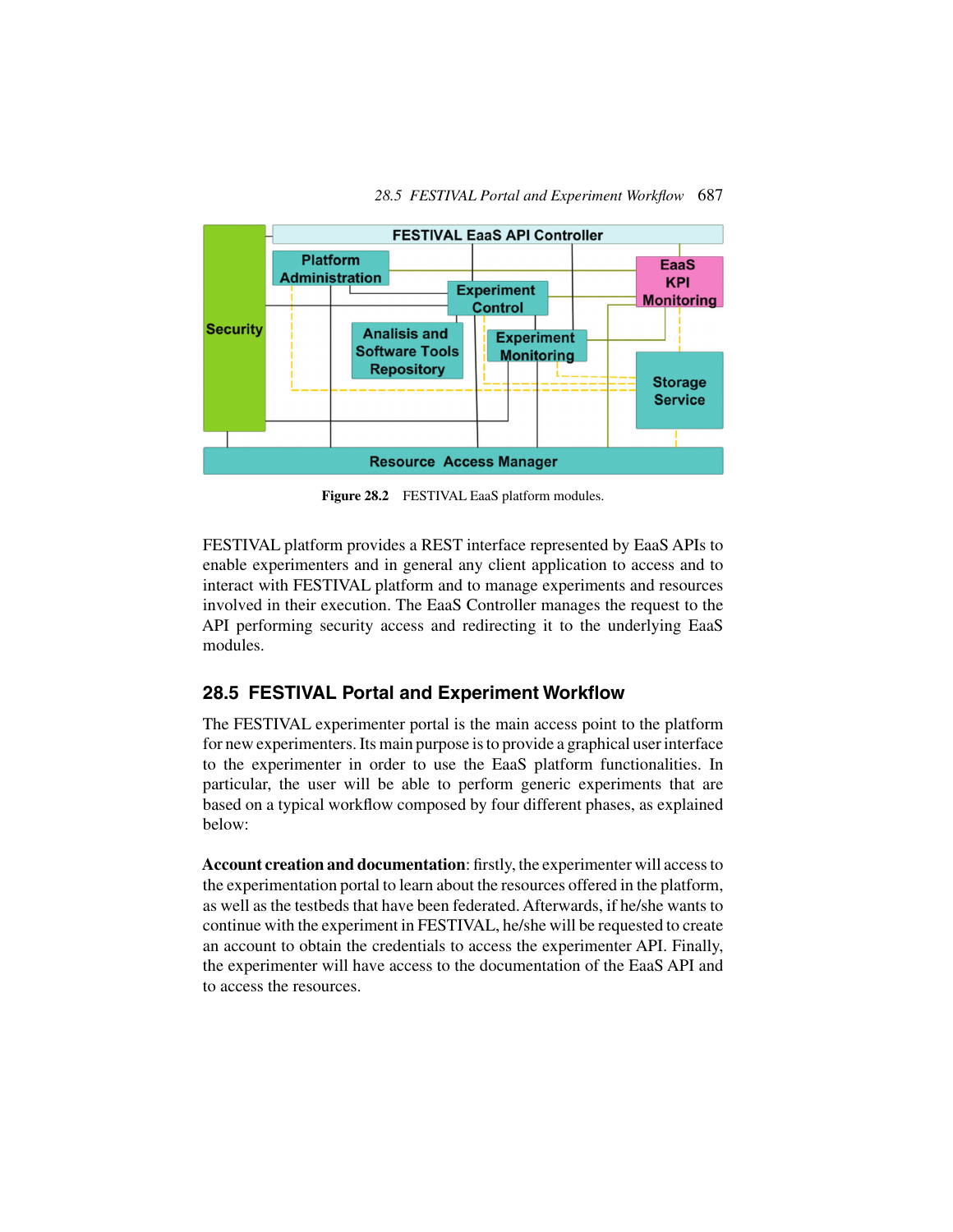Figure 28.2 FESTIVAL EaaS platform modules.

FESTIVAL platform provides a REST interface represented by EaaS APIs to enable experimenters and in general any client application to access and to interact with FESTIVAL platform and to manage experiments and resources involved in their execution. The EaaS Controller manages the request to the API performing security access and redirecting it to the underlying EaaS modules.

## 28.5 FESTIVAL Portal and Experiment Workflow

The FESTIVAL experimenter portal is the main access point to the platform for new experimenters. Its main purpose is to provide a graphical user interface to the experimenter in order to use the EaaS platform functionalities. In particular, the user will be able to perform generic experiments that are based on a typical workflow composed by four different phases, as explained below:

**Account creation and documentation**: firstly, the experimenter will access to the experimentation portal to learn about the resources offered in the platform, as well as the testbeds that have been federated. Afterwards, if he/she wants to continue with the experiment in FESTIVAL, he/she will be requested to create an account to obtain the credentials to access the experimenter API. Finally, the experimenter will have access to the documentation of the EaaS API and to access the resources.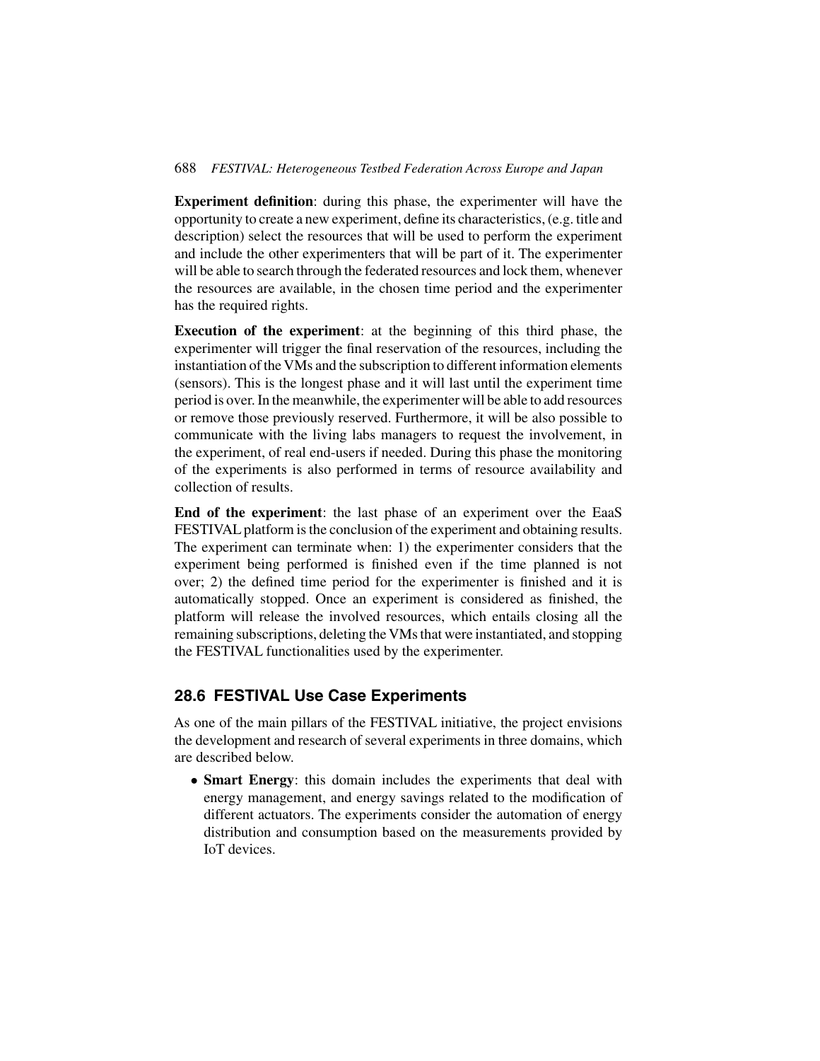**Experiment definition**: during this phase, the experimenter will have the opportunity to create a new experiment, define its characteristics, (e.g. title and description) select the resources that will be used to perform the experiment and include the other experimenters that will be part of it. The experimenter will be able to search through the federated resources and lock them, whenever the resources are available, in the chosen time period and the experimenter has the required rights.

**Execution of the experiment**: at the beginning of this third phase, the experimenter will trigger the final reservation of the resources, including the instantiation of the VMs and the subscription to different information elements (sensors). This is the longest phase and it will last until the experiment time period is over. In the meanwhile, the experimenter will be able to add resources or remove those previously reserved. Furthermore, it will be also possible to communicate with the living labs managers to request the involvement, in the experiment, of real end-users if needed. During this phase the monitoring of the experiments is also performed in terms of resource availability and collection of results.

**End of the experiment**: the last phase of an experiment over the EaaS FESTIVAL platform is the conclusion of the experiment and obtaining results. The experiment can terminate when: 1) the experimenter considers that the experiment being performed is finished even if the time planned is not over; 2) the defined time period for the experimenter is finished and it is automatically stopped. Once an experiment is considered as finished, the platform will release the involved resources, which entails closing all the remaining subscriptions, deleting the VMs that were instantiated, and stopping the FESTIVAL functionalities used by the experimenter.

## 28.6 FESTIVAL Use Case Experiments

As one of the main pillars of the FESTIVAL initiative, the project envisions the development and research of several experiments in three domains, which are described below.

- **Smart Energy**: this domain includes the experiments that deal with energy management, and energy savings related to the modification of different actuators. The experiments consider the automation of energy distribution and consumption based on the measurements provided by IoT devices.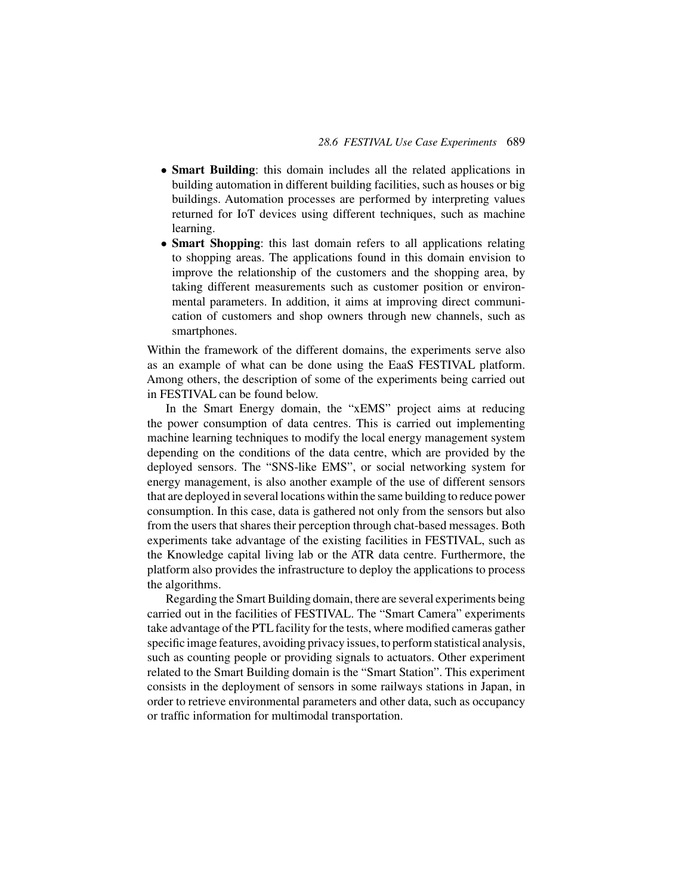- **Smart Building**: this domain includes all the related applications in building automation in different building facilities, such as houses or big buildings. Automation processes are performed by interpreting values returned for IoT devices using different techniques, such as machine learning.
- **Smart Shopping**: this last domain refers to all applications relating to shopping areas. The applications found in this domain envision to improve the relationship of the customers and the shopping area, by taking different measurements such as customer position or environmental parameters. In addition, it aims at improving direct communication of customers and shop owners through new channels, such as smartphones.

Within the framework of the different domains, the experiments serve also as an example of what can be done using the EaaS FESTIVAL platform. Among others, the description of some of the experiments being carried out in FESTIVAL can be found below.

In the Smart Energy domain, the "xEMS" project aims at reducing the power consumption of data centres. This is carried out implementing machine learning techniques to modify the local energy management system depending on the conditions of the data centre, which are provided by the deployed sensors. The "SNS-like EMS", or social networking system for energy management, is also another example of the use of different sensors that are deployed in several locations within the same building to reduce power consumption. In this case, data is gathered not only from the sensors but also from the users that shares their perception through chat-based messages. Both experiments take advantage of the existing facilities in FESTIVAL, such as the Knowledge capital living lab or the ATR data centre. Furthermore, the platform also provides the infrastructure to deploy the applications to process the algorithms.

Regarding the Smart Building domain, there are several experiments being carried out in the facilities of FESTIVAL. The "Smart Camera" experiments take advantage of the PTL facility for the tests, where modified cameras gather specific image features, avoiding privacy issues, to perform statistical analysis, such as counting people or providing signals to actuators. Other experiment related to the Smart Building domain is the "Smart Station". This experiment consists in the deployment of sensors in some railways stations in Japan, in order to retrieve environmental parameters and other data, such as occupancy or traffic information for multimodal transportation.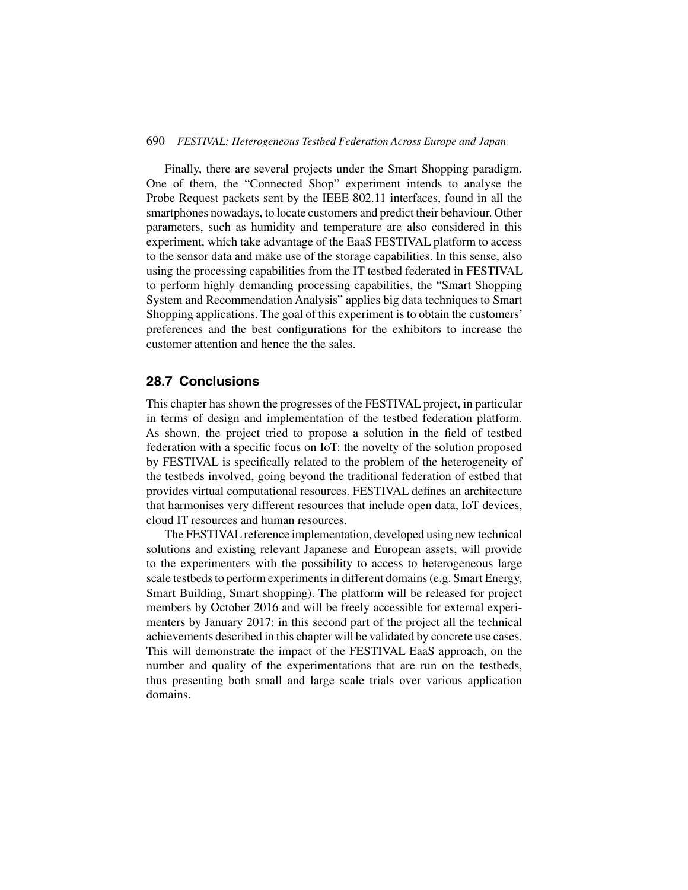Finally, there are several projects under the Smart Shopping paradigm. One of them, the "Connected Shop" experiment intends to analyse the Probe Request packets sent by the IEEE 802.11 interfaces, found in all the smartphones nowadays, to locate customers and predict their behaviour. Other parameters, such as humidity and temperature are also considered in this experiment, which take advantage of the EaaS FESTIVAL platform to access to the sensor data and make use of the storage capabilities. In this sense, also using the processing capabilities from the IT testbed federated in FESTIVAL to perform highly demanding processing capabilities, the "Smart Shopping System and Recommendation Analysis" applies big data techniques to Smart Shopping applications. The goal of this experiment is to obtain the customers' preferences and the best configurations for the exhibitors to increase the customer attention and hence the the sales.

## 28.7 Conclusions

This chapter has shown the progresses of the FESTIVAL project, in particular in terms of design and implementation of the testbed federation platform. As shown, the project tried to propose a solution in the field of testbed federation with a specific focus on IoT: the novelty of the solution proposed by FESTIVAL is specifically related to the problem of the heterogeneity of the testbeds involved, going beyond the traditional federation of estbed that provides virtual computational resources. FESTIVAL defines an architecture that harmonises very different resources that include open data, IoT devices, cloud IT resources and human resources.

The FESTIVAL reference implementation, developed using new technical solutions and existing relevant Japanese and European assets, will provide to the experimenters with the possibility to access to heterogeneous large scale testbeds to perform experiments in different domains (e.g. Smart Energy, Smart Building, Smart shopping). The platform will be released for project members by October 2016 and will be freely accessible for external experimenters by January 2017: in this second part of the project all the technical achievements described in this chapter will be validated by concrete use cases. This will demonstrate the impact of the FESTIVAL EaaS approach, on the number and quality of the experimentations that are run on the testbeds, thus presenting both small and large scale trials over various application domains.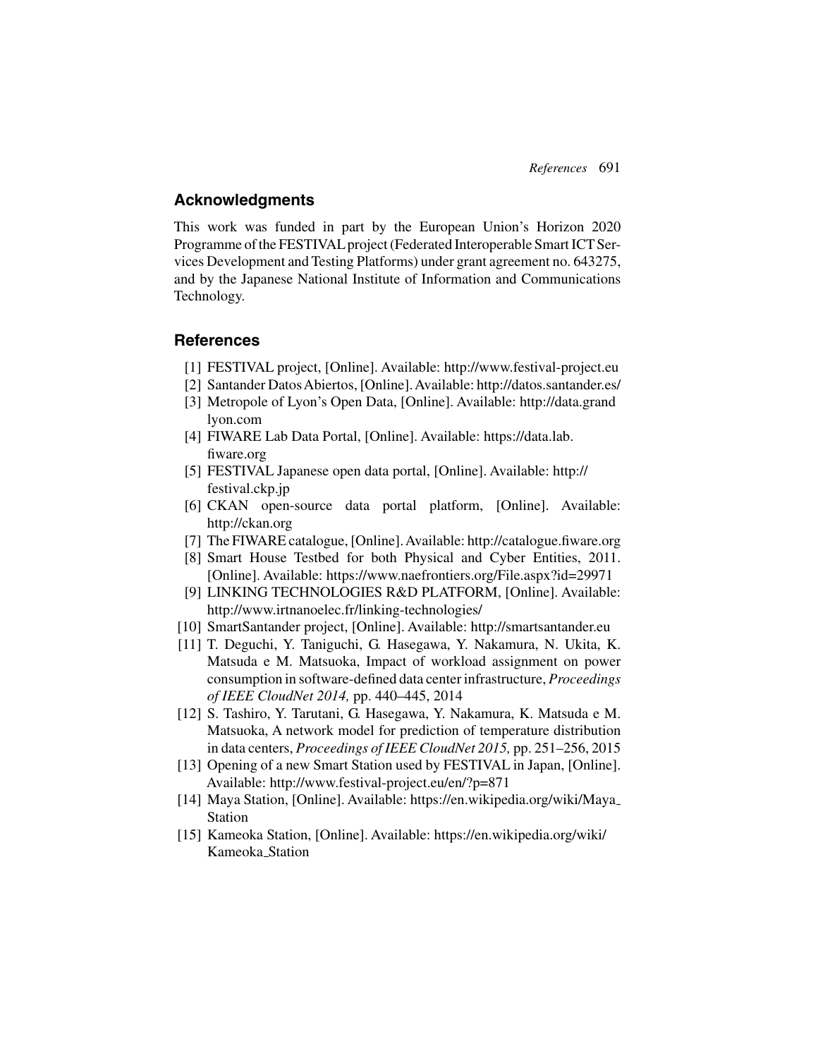## Acknowledgments

This work was funded in part by the European Union's Horizon 2020 Programme of the FESTIVAL project (Federated Interoperable Smart ICT Services Development and Testing Platforms) under grant agreement no. 643275, and by the Japanese National Institute of Information and Communications Technology.

## References

[1] FESTIVAL project, [Online]. Available: http://www.festival-project.eu

[2] Santander Datos Abiertos, [Online]. Available: http://datos.santander.es/

[3] Metropole of Lyon's Open Data, [Online]. Available: http://data.grandlyon.com

[4] FIWARE Lab Data Portal, [Online]. Available: https://data.lab.fiware.org

[5] FESTIVAL Japanese open data portal, [Online]. Available: http://festival.ckp.jp

[6] CKAN open-source data portal platform, [Online]. Available: http://ckan.org

[7] The FIWARE catalogue, [Online]. Available: http://catalogue.fiware.org

[8] Smart House Testbed for both Physical and Cyber Entities, 2011. [Online]. Available: https://www.naefrontiers.org/File.aspx?id=29971

[9] LINKING TECHNOLOGIES R&D PLATFORM, [Online]. Available: http://www.irtnanoelec.fr/linking-technologies/

[10] SmartSantander project, [Online]. Available: http://smartsantander.eu

[11] T. Deguchi, Y. Taniguchi, G. Hasegawa, Y. Nakamura, N. Ukita, K. Matsuda e M. Matsuoka, Impact of workload assignment on power consumption in software-defined data center infrastructure, *Proceedings of IEEE CloudNet 2014,* pp. 440–445, 2014

[12] S. Tashiro, Y. Tarutani, G. Hasegawa, Y. Nakamura, K. Matsuda e M. Matsuoka, A network model for prediction of temperature distribution in data centers, *Proceedings of IEEE CloudNet 2015,* pp. 251–256, 2015

[13] Opening of a new Smart Station used by FESTIVAL in Japan, [Online]. Available: http://www.festival-project.eu/en/?p=871

[14] Maya Station, [Online]. Available: https://en.wikipedia.org/wiki/Maya_Station

[15] Kameoka Station, [Online]. Available: https://en.wikipedia.org/wiki/Kameoka_Station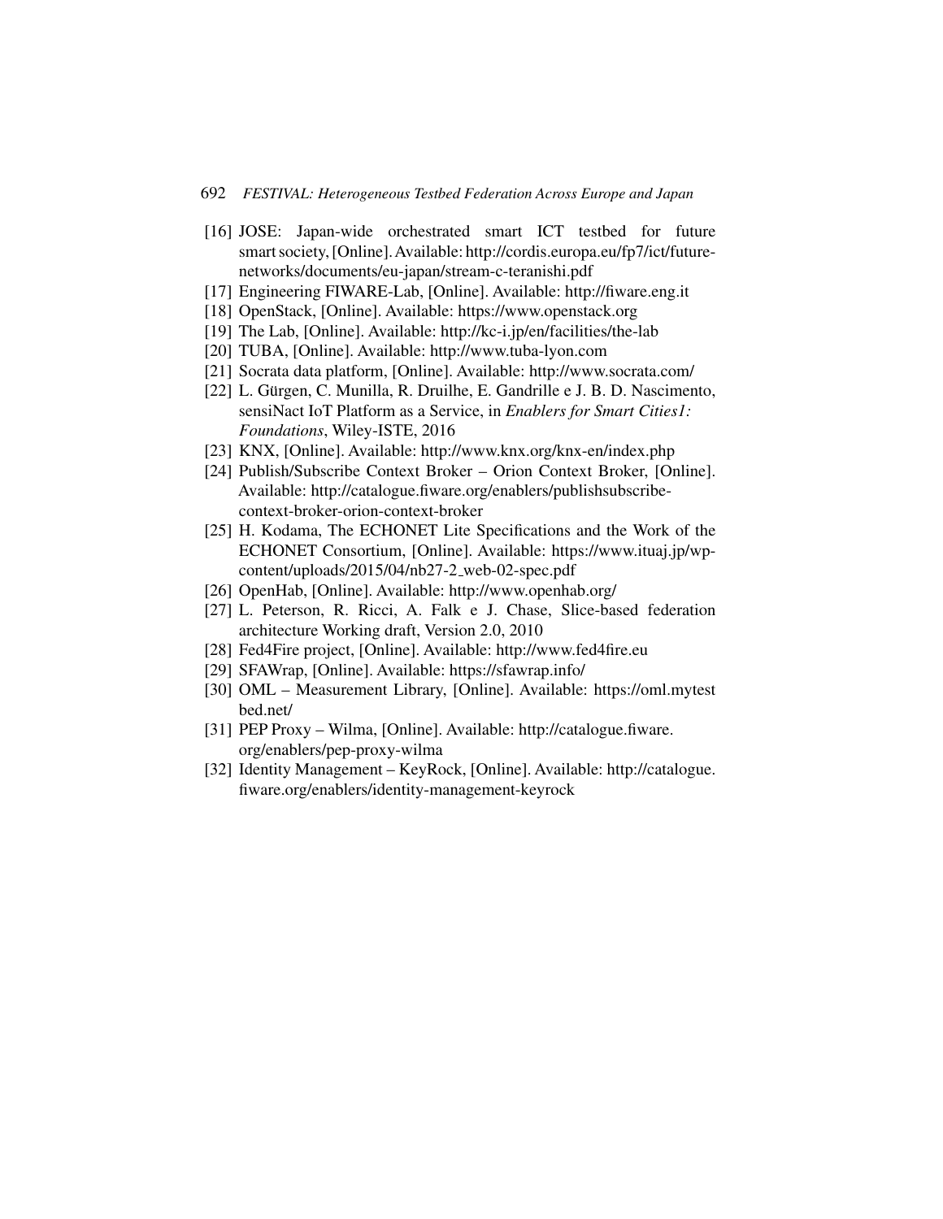[16] JOSE: Japan-wide orchestrated smart ICT testbed for future smart society, [Online]. Available: http://cordis.europa.eu/fp7/ict/future-networks/documents/eu-japan/stream-c-teranishi.pdf

[17] Engineering FIWARE-Lab, [Online]. Available: http://fiware.eng.it

[18] OpenStack, [Online]. Available: https://www.openstack.org

[19] The Lab, [Online]. Available: http://kc-i.jp/en/facilities/the-lab

[20] TUBA, [Online]. Available: http://www.tuba-lyon.com

[21] Socrata data platform, [Online]. Available: http://www.socrata.com/

[22] L. Gürgen, C. Munilla, R. Druilhe, E. Gandrille e J. B. D. Nascimento, sensiNact IoT Platform as a Service, in *Enablers for Smart Cities1: Foundations*, Wiley-ISTE, 2016

[23] KNX, [Online]. Available: http://www.knx.org/knx-en/index.php

[24] Publish/Subscribe Context Broker – Orion Context Broker, [Online]. Available: http://catalogue.fiware.org/enablers/publishsubscribe-context-broker-orion-context-broker

[25] H. Kodama, The ECHONET Lite Specifications and the Work of the ECHONET Consortium, [Online]. Available: https://www.ituaj.jp/wp-content/uploads/2015/04/nb27-2_web-02-spec.pdf

[26] OpenHab, [Online]. Available: http://www.openhab.org/

[27] L. Peterson, R. Ricci, A. Falk e J. Chase, Slice-based federation architecture Working draft, Version 2.0, 2010

[28] Fed4Fire project, [Online]. Available: http://www.fed4fire.eu

[29] SFAWrap, [Online]. Available: https://sfawrap.info/

[30] OML – Measurement Library, [Online]. Available: https://oml.mytestbed.net/

[31] PEP Proxy – Wilma, [Online]. Available: http://catalogue.fiware.org/enablers/pep-proxy-wilma

[32] Identity Management – KeyRock, [Online]. Available: http://catalogue.fiware.org/enablers/identity-management-keyrock